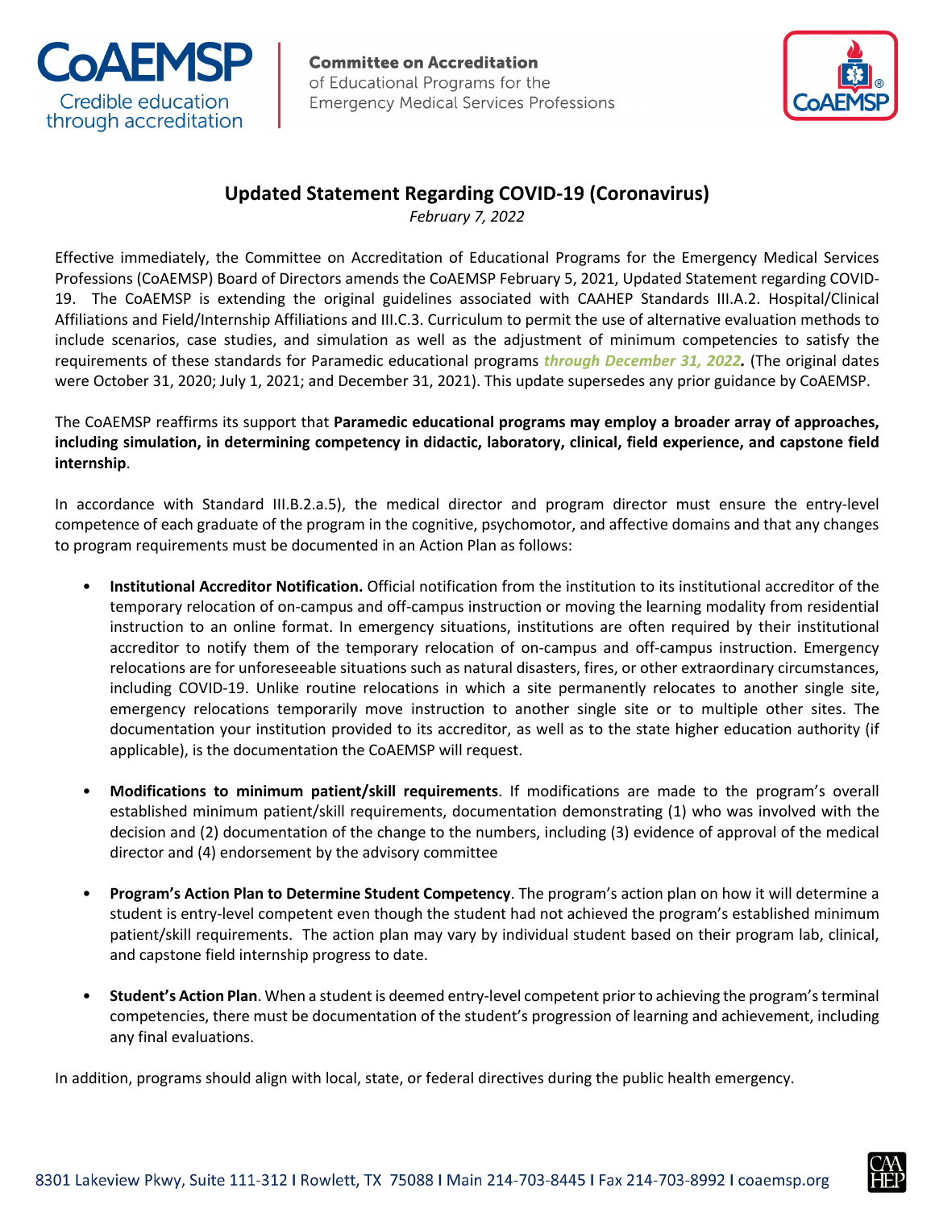**CoAEMSP**
Credible education through accreditation

**Committee on Accreditation**
of Educational Programs for the
Emergency Medical Services Professions

# Updated Statement Regarding COVID-19 (Coronavirus)

*February 7, 2022*

Effective immediately, the Committee on Accreditation of Educational Programs for the Emergency Medical Services Professions (CoAEMSP) Board of Directors amends the CoAEMSP February 5, 2021, Updated Statement regarding COVID-19. The CoAEMSP is extending the original guidelines associated with CAAHEP Standards III.A.2. Hospital/Clinical Affiliations and Field/Internship Affiliations and III.C.3. Curriculum to permit the use of alternative evaluation methods to include scenarios, case studies, and simulation as well as the adjustment of minimum competencies to satisfy the requirements of these standards for Paramedic educational programs ***through December 31, 2022.*** (The original dates were October 31, 2020; July 1, 2021; and December 31, 2021). This update supersedes any prior guidance by CoAEMSP.

The CoAEMSP reaffirms its support that **Paramedic educational programs may employ a broader array of approaches, including simulation, in determining competency in didactic, laboratory, clinical, field experience, and capstone field internship**.

In accordance with Standard III.B.2.a.5), the medical director and program director must ensure the entry-level competence of each graduate of the program in the cognitive, psychomotor, and affective domains and that any changes to program requirements must be documented in an Action Plan as follows:

- **Institutional Accreditor Notification.** Official notification from the institution to its institutional accreditor of the temporary relocation of on-campus and off-campus instruction or moving the learning modality from residential instruction to an online format. In emergency situations, institutions are often required by their institutional accreditor to notify them of the temporary relocation of on-campus and off-campus instruction. Emergency relocations are for unforeseeable situations such as natural disasters, fires, or other extraordinary circumstances, including COVID-19. Unlike routine relocations in which a site permanently relocates to another single site, emergency relocations temporarily move instruction to another single site or to multiple other sites. The documentation your institution provided to its accreditor, as well as to the state higher education authority (if applicable), is the documentation the CoAEMSP will request.

- **Modifications to minimum patient/skill requirements**. If modifications are made to the program's overall established minimum patient/skill requirements, documentation demonstrating (1) who was involved with the decision and (2) documentation of the change to the numbers, including (3) evidence of approval of the medical director and (4) endorsement by the advisory committee

- **Program's Action Plan to Determine Student Competency**. The program's action plan on how it will determine a student is entry-level competent even though the student had not achieved the program's established minimum patient/skill requirements. The action plan may vary by individual student based on their program lab, clinical, and capstone field internship progress to date.

- **Student's Action Plan**. When a student is deemed entry-level competent prior to achieving the program's terminal competencies, there must be documentation of the student's progression of learning and achievement, including any final evaluations.

In addition, programs should align with local, state, or federal directives during the public health emergency.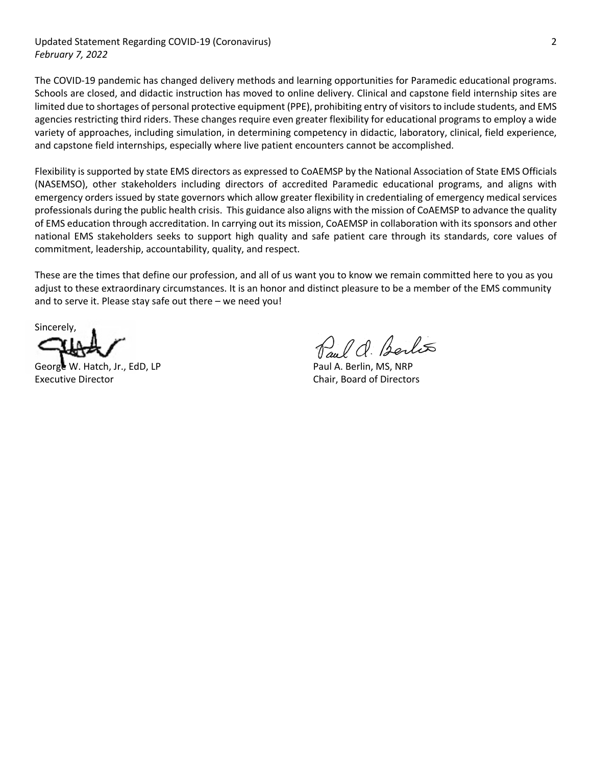The COVID-19 pandemic has changed delivery methods and learning opportunities for Paramedic educational programs. Schools are closed, and didactic instruction has moved to online delivery. Clinical and capstone field internship sites are limited due to shortages of personal protective equipment (PPE), prohibiting entry of visitors to include students, and EMS agencies restricting third riders. These changes require even greater flexibility for educational programs to employ a wide variety of approaches, including simulation, in determining competency in didactic, laboratory, clinical, field experience, and capstone field internships, especially where live patient encounters cannot be accomplished.

Flexibility is supported by state EMS directors as expressed to CoAEMSP by the National Association of State EMS Officials (NASEMSO), other stakeholders including directors of accredited Paramedic educational programs, and aligns with emergency orders issued by state governors which allow greater flexibility in credentialing of emergency medical services professionals during the public health crisis. This guidance also aligns with the mission of CoAEMSP to advance the quality of EMS education through accreditation. In carrying out its mission, CoAEMSP in collaboration with its sponsors and other national EMS stakeholders seeks to support high quality and safe patient care through its standards, core values of commitment, leadership, accountability, quality, and respect.

These are the times that define our profession, and all of us want you to know we remain committed here to you as you adjust to these extraordinary circumstances. It is an honor and distinct pleasure to be a member of the EMS community and to serve it. Please stay safe out there – we need you!

Sincerely,

George W. Hatch, Jr., EdD, LP
Executive Director

Paul A. Berlin, MS, NRP
Chair, Board of Directors